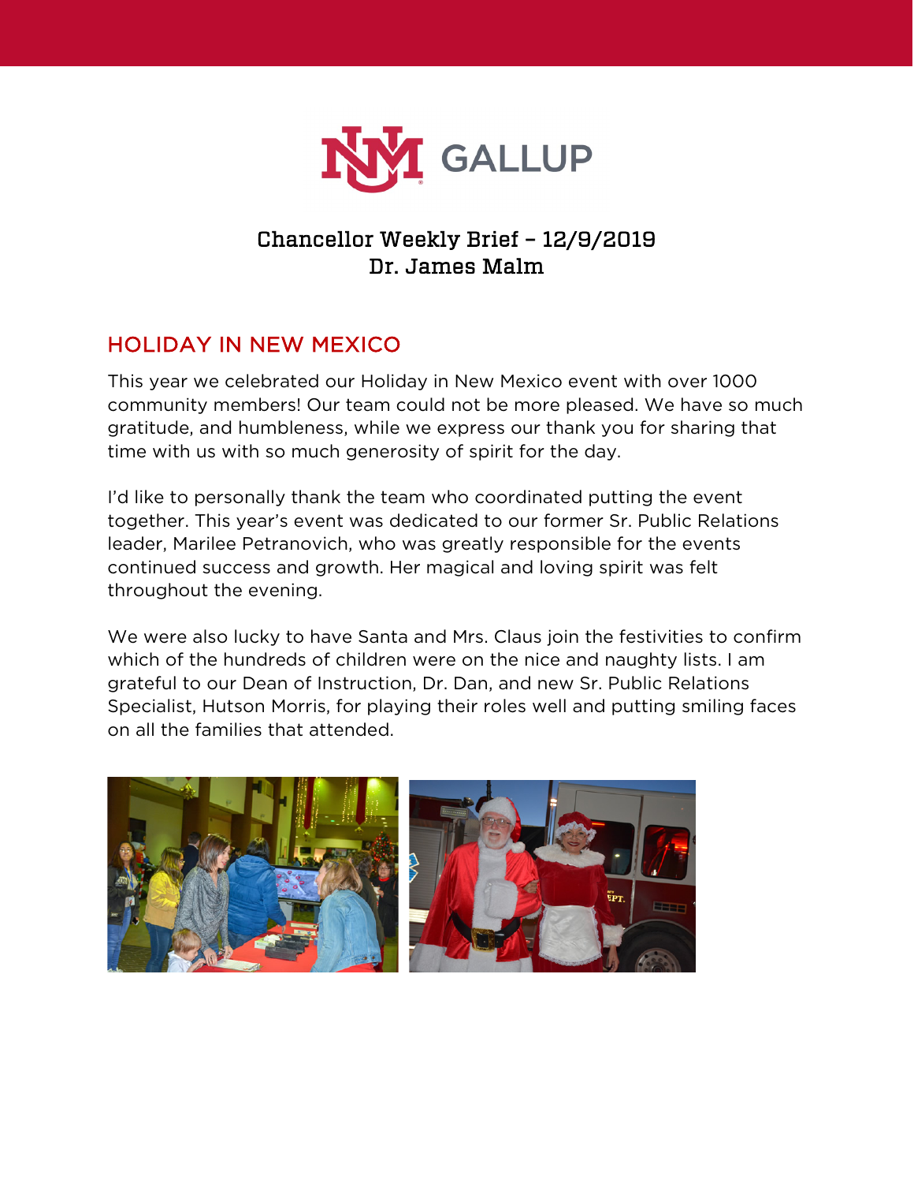UNM GALLUP

# Chancellor Weekly Brief – 12/9/2019
## Dr. James Malm

## HOLIDAY IN NEW MEXICO

This year we celebrated our Holiday in New Mexico event with over 1000 community members! Our team could not be more pleased. We have so much gratitude, and humbleness, while we express our thank you for sharing that time with us with so much generosity of spirit for the day.

I'd like to personally thank the team who coordinated putting the event together. This year's event was dedicated to our former Sr. Public Relations leader, Marilee Petranovich, who was greatly responsible for the events continued success and growth. Her magical and loving spirit was felt throughout the evening.

We were also lucky to have Santa and Mrs. Claus join the festivities to confirm which of the hundreds of children were on the nice and naughty lists. I am grateful to our Dean of Instruction, Dr. Dan, and new Sr. Public Relations Specialist, Hutson Morris, for playing their roles well and putting smiling faces on all the families that attended.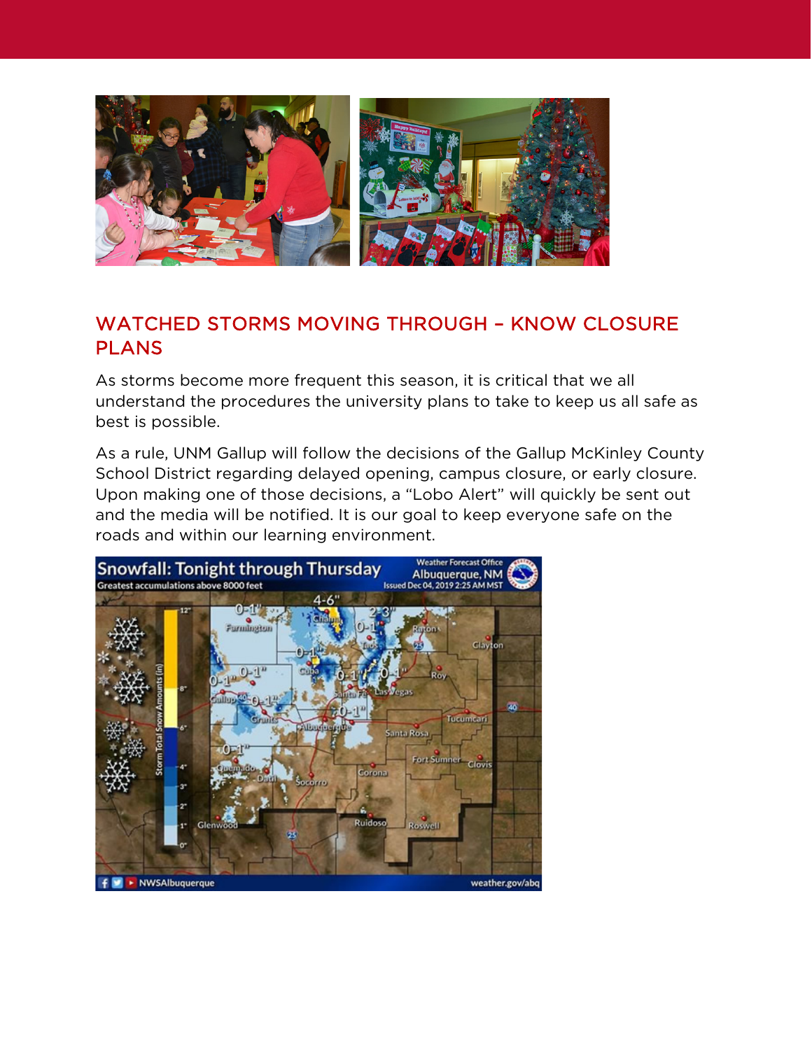## WATCHED STORMS MOVING THROUGH – KNOW CLOSURE PLANS

As storms become more frequent this season, it is critical that we all understand the procedures the university plans to take to keep us all safe as best is possible.

As a rule, UNM Gallup will follow the decisions of the Gallup McKinley County School District regarding delayed opening, campus closure, or early closure. Upon making one of those decisions, a "Lobo Alert" will quickly be sent out and the media will be notified. It is our goal to keep everyone safe on the roads and within our learning environment.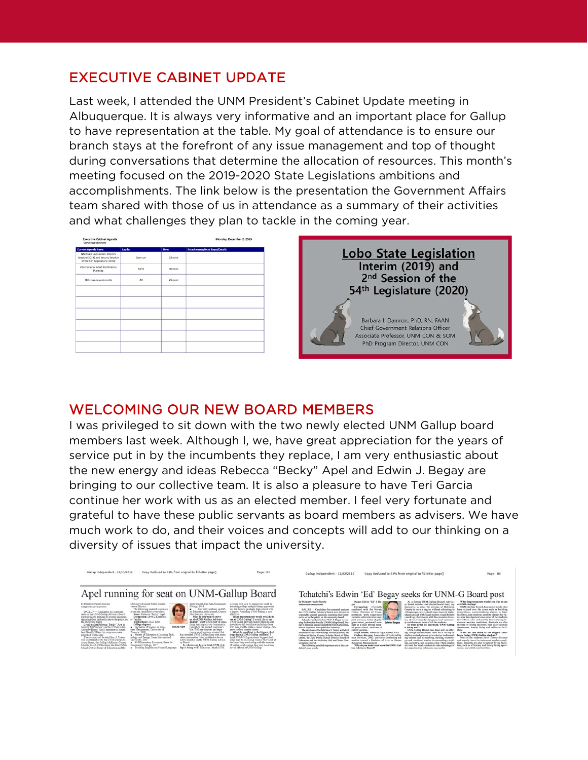## EXECUTIVE CABINET UPDATE

Last week, I attended the UNM President's Cabinet Update meeting in Albuquerque. It is always very informative and an important place for Gallup to have representation at the table. My goal of attendance is to ensure our branch stays at the forefront of any issue management and top of thought during conversations that determine the allocation of resources. This month's meeting focused on the 2019-2020 State Legislations ambitions and accomplishments. The link below is the presentation the Government Affairs team shared with those of us in attendance as a summary of their activities and what challenges they plan to tackle in the coming year.

Executive Cabinet Agenda
*denotes attachment

Monday, December 2, 2019

| Current Agenda Items | Leader | Time | Attachments/Next Steps/Details |
|---|---|---|---|
| NM State Legislation: Interim Session (2019) and Second Session of the 54th Legislature (2020) | Damron | 25 mins | |
| International ACAC Conference Planning | Yami | 30 mins | |
| Other Announcements | All | 25 mins | |
| | | | |
| | | | |
| | | | |
| | | | |
| | | | |
| | | | |

**Lobo State Legislation**
**Interim (2019) and**
**2nd Session of the**
**54th Legislature (2020)**

Barbara I. Damron, PhD, RN, FAAN
Chief Government Relations Officer
Associate Professor, UNM CON & SOM
PhD Program Director, UNM CON

## WELCOMING OUR NEW BOARD MEMBERS

I was privileged to sit down with the two newly elected UNM Gallup board members last week. Although I, we, have great appreciation for the years of service put in by the incumbents they replace, I am very enthusiastic about the new energy and ideas Rebecca "Becky" Apel and Edwin J. Begay are bringing to our collective team. It is also a pleasure to have Teri Garcia continue her work with us as an elected member. I feel very fortunate and grateful to have these public servants as board members as advisers. We have much work to do, and their voices and concepts will add to our thinking on a diversity of issues that impact the university.

Gallup Independent - 10/13/2019

**Apel running for seat on UNM-Gallup Board**

Gallup Independent - 11/02/2019

**Tohatchi's Edwin 'Ed' Begay seeks for UNM-G Board post**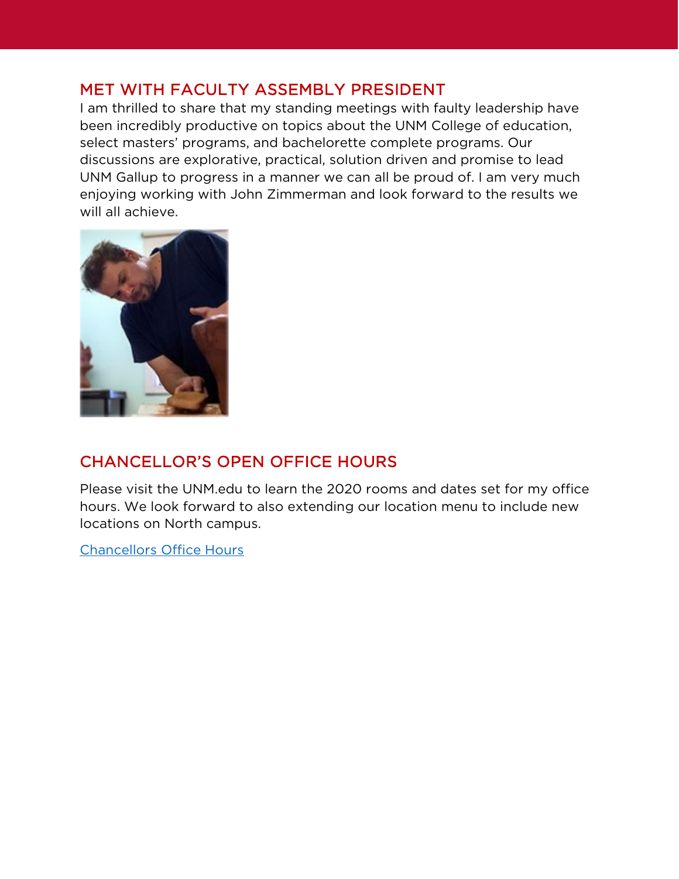## MET WITH FACULTY ASSEMBLY PRESIDENT

I am thrilled to share that my standing meetings with faulty leadership have been incredibly productive on topics about the UNM College of education, select masters' programs, and bachelorette complete programs. Our discussions are explorative, practical, solution driven and promise to lead UNM Gallup to progress in a manner we can all be proud of. I am very much enjoying working with John Zimmerman and look forward to the results we will all achieve.

## CHANCELLOR'S OPEN OFFICE HOURS

Please visit the UNM.edu to learn the 2020 rooms and dates set for my office hours. We look forward to also extending our location menu to include new locations on North campus.

[Chancellors Office Hours]